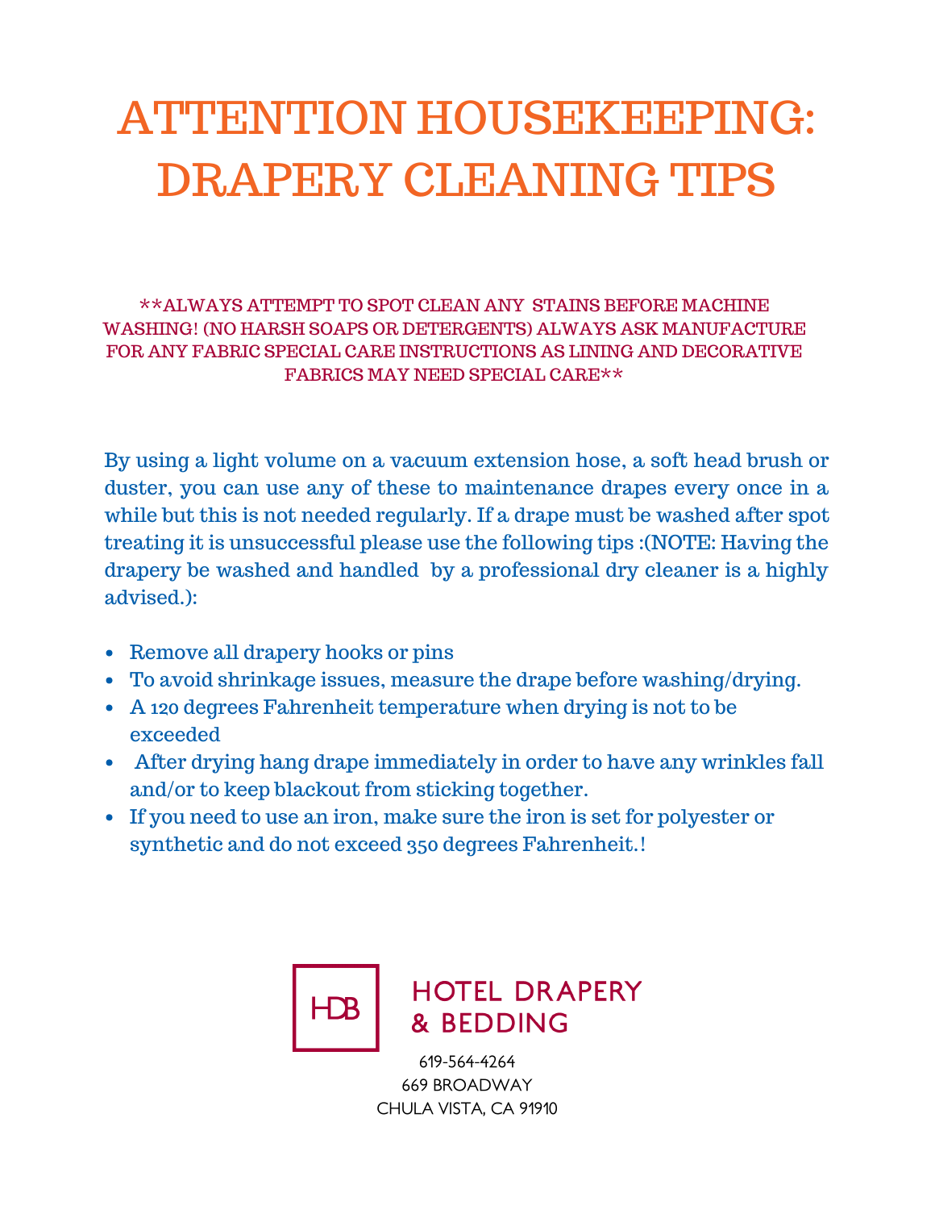# ATTENTION HOUSEKEEPING: DRAPERY CLEANING TIPS

**ALWAYS ATTEMPT TO SPOT CLEAN ANY STAINS BEFORE MACHINE WASHING! (NO HARSH SOAPS OR DETERGENTS) ALWAYS ASK MANUFACTURE FOR ANY FABRIC SPECIAL CARE INSTRUCTIONS AS LINING AND DECORATIVE FABRICS MAY NEED SPECIAL CARE**

By using a light volume on a vacuum extension hose, a soft head brush or duster, you can use any of these to maintenance drapes every once in a while but this is not needed regularly. If a drape must be washed after spot treating it is unsuccessful please use the following tips :(NOTE: Having the drapery be washed and handled by a professional dry cleaner is a highly advised.):

- Remove all drapery hooks or pins
- To avoid shrinkage issues, measure the drape before washing/drying.
- A 120 degrees Fahrenheit temperature when drying is not to be exceeded
- After drying hang drape immediately in order to have any wrinkles fall and/or to keep blackout from sticking together.
- If you need to use an iron, make sure the iron is set for polyester or synthetic and do not exceed 350 degrees Fahrenheit.!

HDB

HOTEL DRAPERY & BEDDING

619-564-4264
669 BROADWAY
CHULA VISTA, CA 91910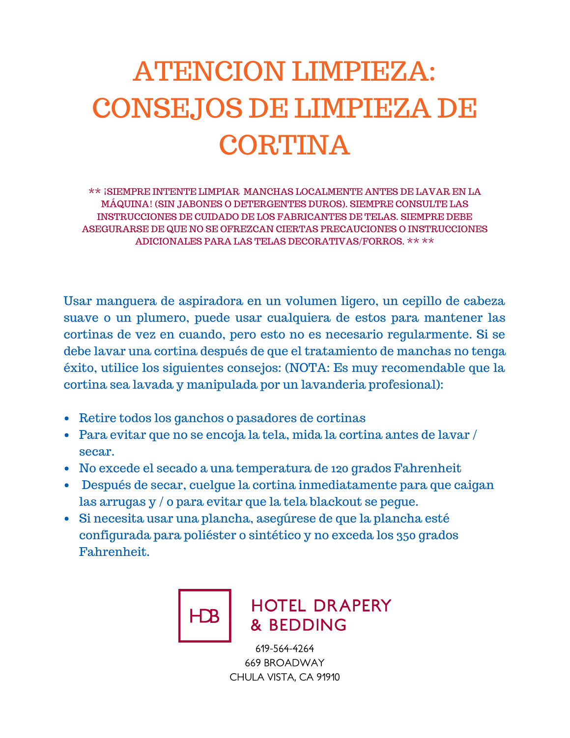# ATENCION LIMPIEZA: CONSEJOS DE LIMPIEZA DE CORTINA

** ¡SIEMPRE INTENTE LIMPIAR MANCHAS LOCALMENTE ANTES DE LAVAR EN LA MÁQUINA! (SIN JABONES O DETERGENTES DUROS). SIEMPRE CONSULTE LAS INSTRUCCIONES DE CUIDADO DE LOS FABRICANTES DE TELAS. SIEMPRE DEBE ASEGURARSE DE QUE NO SE OFREZCAN CIERTAS PRECAUCIONES O INSTRUCCIONES ADICIONALES PARA LAS TELAS DECORATIVAS/FORROS. ** **

Usar manguera de aspiradora en un volumen ligero, un cepillo de cabeza suave o un plumero, puede usar cualquiera de estos para mantener las cortinas de vez en cuando, pero esto no es necesario regularmente. Si se debe lavar una cortina después de que el tratamiento de manchas no tenga éxito, utilice los siguientes consejos: (NOTA: Es muy recomendable que la cortina sea lavada y manipulada por un lavanderia profesional):

- Retire todos los ganchos o pasadores de cortinas
- Para evitar que no se encoja la tela, mida la cortina antes de lavar / secar.
- No excede el secado a una temperatura de 120 grados Fahrenheit
- Después de secar, cuelgue la cortina inmediatamente para que caigan las arrugas y / o para evitar que la tela blackout se pegue.
- Si necesita usar una plancha, asegúrese de que la plancha esté configurada para poliéster o sintético y no exceda los 350 grados Fahrenheit.

HDB

HOTEL DRAPERY & BEDDING

619-564-4264
669 BROADWAY
CHULA VISTA, CA 91910